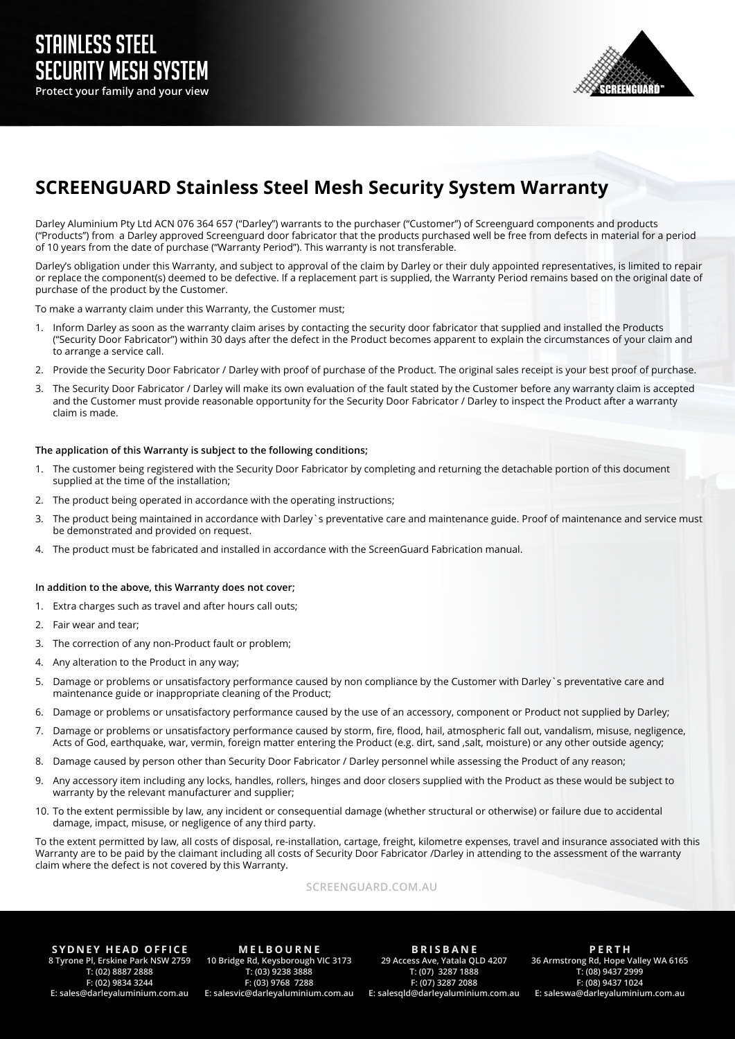# STAINLESS STEEL SECURITY MESH SYSTEM

**Protect your family and your view**

## SCREENGUARD Stainless Steel Mesh Security System Warranty

Darley Aluminium Pty Ltd ACN 076 364 657 ("Darley") warrants to the purchaser ("Customer") of Screenguard components and products ("Products") from a Darley approved Screenguard door fabricator that the products purchased well be free from defects in material for a period of 10 years from the date of purchase ("Warranty Period"). This warranty is not transferable.

Darley's obligation under this Warranty, and subject to approval of the claim by Darley or their duly appointed representatives, is limited to repair or replace the component(s) deemed to be defective. If a replacement part is supplied, the Warranty Period remains based on the original date of purchase of the product by the Customer.

To make a warranty claim under this Warranty, the Customer must;

1. Inform Darley as soon as the warranty claim arises by contacting the security door fabricator that supplied and installed the Products ("Security Door Fabricator") within 30 days after the defect in the Product becomes apparent to explain the circumstances of your claim and to arrange a service call.
2. Provide the Security Door Fabricator / Darley with proof of purchase of the Product. The original sales receipt is your best proof of purchase.
3. The Security Door Fabricator / Darley will make its own evaluation of the fault stated by the Customer before any warranty claim is accepted and the Customer must provide reasonable opportunity for the Security Door Fabricator / Darley to inspect the Product after a warranty claim is made.

**The application of this Warranty is subject to the following conditions;**

1. The customer being registered with the Security Door Fabricator by completing and returning the detachable portion of this document supplied at the time of the installation;
2. The product being operated in accordance with the operating instructions;
3. The product being maintained in accordance with Darley`s preventative care and maintenance guide. Proof of maintenance and service must be demonstrated and provided on request.
4. The product must be fabricated and installed in accordance with the ScreenGuard Fabrication manual.

**In addition to the above, this Warranty does not cover;**

1. Extra charges such as travel and after hours call outs;
2. Fair wear and tear;
3. The correction of any non-Product fault or problem;
4. Any alteration to the Product in any way;
5. Damage or problems or unsatisfactory performance caused by non compliance by the Customer with Darley`s preventative care and maintenance guide or inappropriate cleaning of the Product;
6. Damage or problems or unsatisfactory performance caused by the use of an accessory, component or Product not supplied by Darley;
7. Damage or problems or unsatisfactory performance caused by storm, fire, flood, hail, atmospheric fall out, vandalism, misuse, negligence, Acts of God, earthquake, war, vermin, foreign matter entering the Product (e.g. dirt, sand ,salt, moisture) or any other outside agency;
8. Damage caused by person other than Security Door Fabricator / Darley personnel while assessing the Product of any reason;
9. Any accessory item including any locks, handles, rollers, hinges and door closers supplied with the Product as these would be subject to warranty by the relevant manufacturer and supplier;
10. To the extent permissible by law, any incident or consequential damage (whether structural or otherwise) or failure due to accidental damage, impact, misuse, or negligence of any third party.

To the extent permitted by law, all costs of disposal, re-installation, cartage, freight, kilometre expenses, travel and insurance associated with this Warranty are to be paid by the claimant including all costs of Security Door Fabricator /Darley in attending to the assessment of the warranty claim where the defect is not covered by this Warranty.

SCREENGUARD.COM.AU

**SYDNEY HEAD OFFICE**
8 Tyrone Pl, Erskine Park NSW 2759
T: (02) 8887 2888
F: (02) 9834 3244
E: sales@darleyaluminium.com.au

**MELBOURNE**
10 Bridge Rd, Keysborough VIC 3173
T: (03) 9238 3888
F: (03) 9768 7288
E: salesvic@darleyaluminium.com.au

**BRISBANE**
29 Access Ave, Yatala QLD 4207
T: (07) 3287 1888
F: (07) 3287 2088
E: salesqld@darleyaluminium.com.au

**PERTH**
36 Armstrong Rd, Hope Valley WA 6165
T: (08) 9437 2999
F: (08) 9437 1024
E: saleswa@darleyaluminium.com.au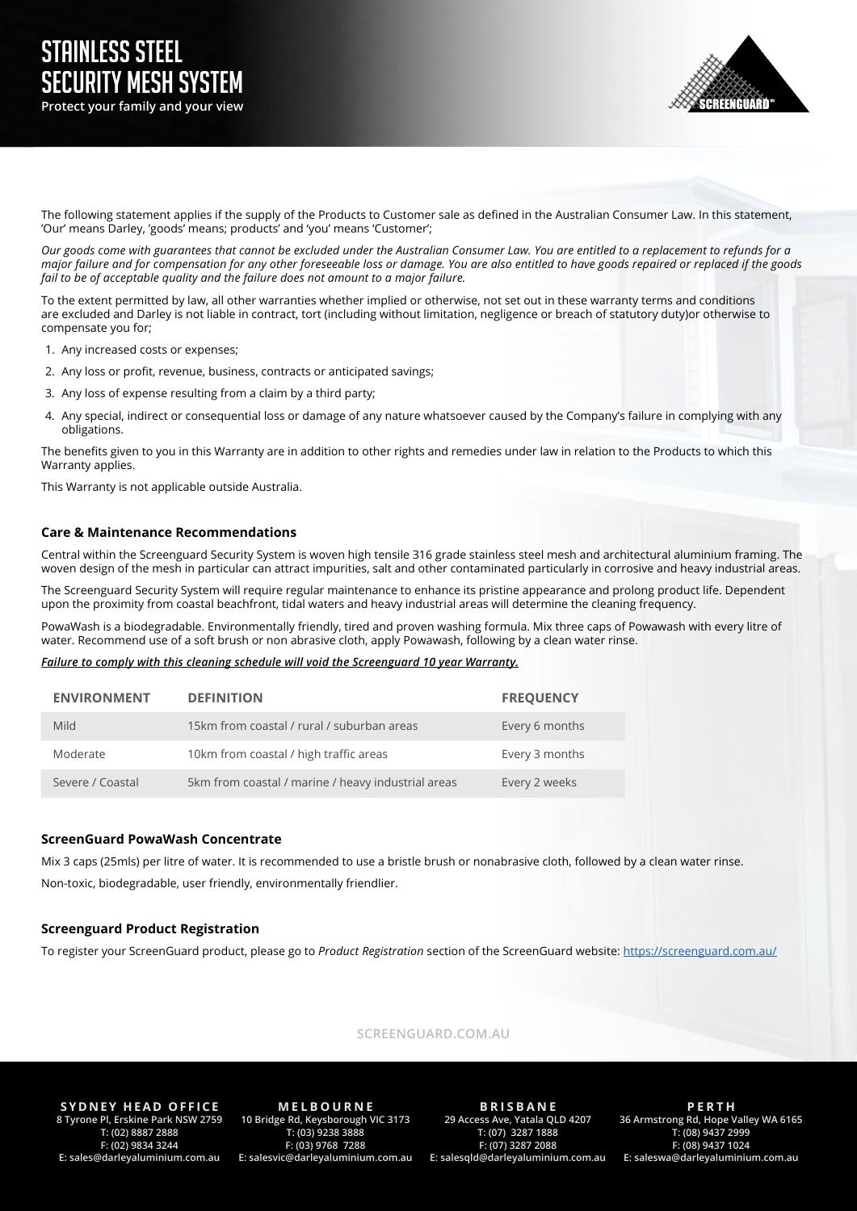# STAINLESS STEEL SECURITY MESH SYSTEM

**Protect your family and your view**

The following statement applies if the supply of the Products to Customer sale as defined in the Australian Consumer Law. In this statement, 'Our' means Darley, 'goods' means; products' and 'you' means 'Customer';

*Our goods come with guarantees that cannot be excluded under the Australian Consumer Law. You are entitled to a replacement to refunds for a major failure and for compensation for any other foreseeable loss or damage. You are also entitled to have goods repaired or replaced if the goods fail to be of acceptable quality and the failure does not amount to a major failure.*

To the extent permitted by law, all other warranties whether implied or otherwise, not set out in these warranty terms and conditions are excluded and Darley is not liable in contract, tort (including without limitation, negligence or breach of statutory duty)or otherwise to compensate you for;

1. Any increased costs or expenses;
2. Any loss or profit, revenue, business, contracts or anticipated savings;
3. Any loss of expense resulting from a claim by a third party;
4. Any special, indirect or consequential loss or damage of any nature whatsoever caused by the Company's failure in complying with any obligations.

The benefits given to you in this Warranty are in addition to other rights and remedies under law in relation to the Products to which this Warranty applies.

This Warranty is not applicable outside Australia.

### Care & Maintenance Recommendations

Central within the Screenguard Security System is woven high tensile 316 grade stainless steel mesh and architectural aluminium framing. The woven design of the mesh in particular can attract impurities, salt and other contaminated particularly in corrosive and heavy industrial areas.

The Screenguard Security System will require regular maintenance to enhance its pristine appearance and prolong product life. Dependent upon the proximity from coastal beachfront, tidal waters and heavy industrial areas will determine the cleaning frequency.

PowaWash is a biodegradable. Environmentally friendly, tired and proven washing formula. Mix three caps of Powawash with every litre of water. Recommend use of a soft brush or non abrasive cloth, apply Powawash, following by a clean water rinse.

***Failure to comply with this cleaning schedule will void the Screenguard 10 year Warranty.***

| ENVIRONMENT | DEFINITION | FREQUENCY |
|---|---|---|
| Mild | 15km from coastal / rural / suburban areas | Every 6 months |
| Moderate | 10km from coastal / high traffic areas | Every 3 months |
| Severe / Coastal | 5km from coastal / marine / heavy industrial areas | Every 2 weeks |

### ScreenGuard PowaWash Concentrate

Mix 3 caps (25mls) per litre of water. It is recommended to use a bristle brush or nonabrasive cloth, followed by a clean water rinse.

Non-toxic, biodegradable, user friendly, environmentally friendlier.

### Screenguard Product Registration

To register your ScreenGuard product, please go to *Product Registration* section of the ScreenGuard website: https://screenguard.com.au/

SCREENGUARD.COM.AU

**SYDNEY HEAD OFFICE**
8 Tyrone Pl, Erskine Park NSW 2759
T: (02) 8887 2888
F: (02) 9834 3244
E: sales@darleyaluminium.com.au

**MELBOURNE**
10 Bridge Rd, Keysborough VIC 3173
T: (03) 9238 3888
F: (03) 9768 7288
E: salesvic@darleyaluminium.com.au

**BRISBANE**
29 Access Ave, Yatala QLD 4207
T: (07) 3287 1888
F: (07) 3287 2088
E: salesqld@darleyaluminium.com.au

**PERTH**
36 Armstrong Rd, Hope Valley WA 6165
T: (08) 9437 2999
F: (08) 9437 1024
E: saleswa@darleyaluminium.com.au